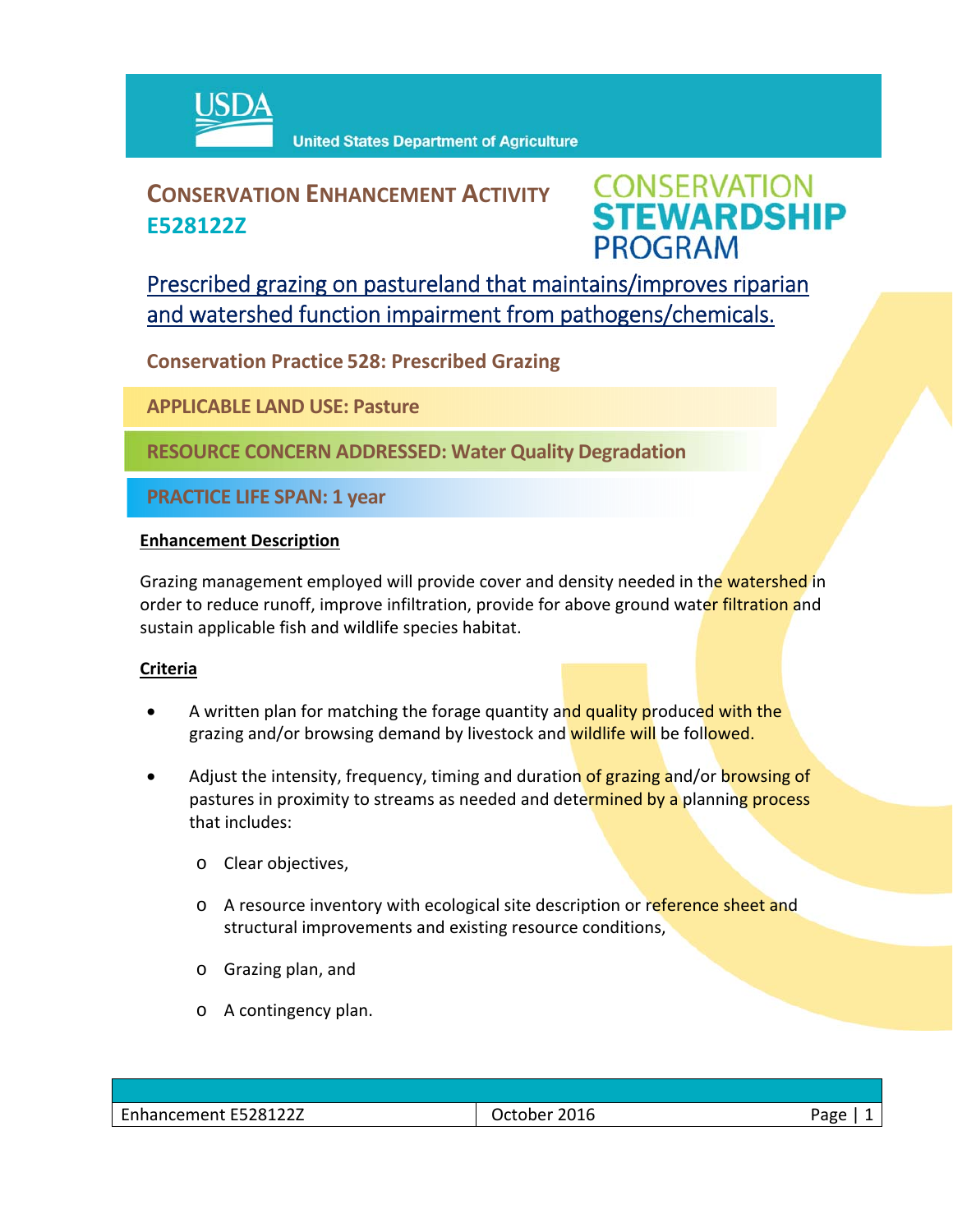USDA United States Department of Agriculture

# CONSERVATION ENHANCEMENT ACTIVITY E528122Z

CONSERVATION STEWARDSHIP PROGRAM

## Prescribed grazing on pastureland that maintains/improves riparian and watershed function impairment from pathogens/chemicals.

**Conservation Practice 528: Prescribed Grazing**

**APPLICABLE LAND USE: Pasture**

**RESOURCE CONCERN ADDRESSED: Water Quality Degradation**

**PRACTICE LIFE SPAN: 1 year**

### Enhancement Description

Grazing management employed will provide cover and density needed in the watershed in order to reduce runoff, improve infiltration, provide for above ground water filtration and sustain applicable fish and wildlife species habitat.

### Criteria

- A written plan for matching the forage quantity and quality produced with the grazing and/or browsing demand by livestock and wildlife will be followed.
- Adjust the intensity, frequency, timing and duration of grazing and/or browsing of pastures in proximity to streams as needed and determined by a planning process that includes:
  - Clear objectives,
  - A resource inventory with ecological site description or reference sheet and structural improvements and existing resource conditions,
  - Grazing plan, and
  - A contingency plan.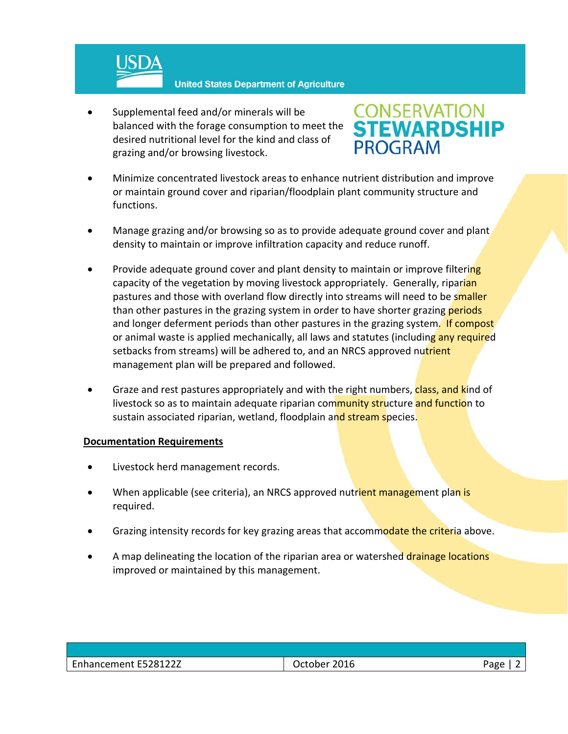- Supplemental feed and/or minerals will be balanced with the forage consumption to meet the desired nutritional level for the kind and class of grazing and/or browsing livestock.

- Minimize concentrated livestock areas to enhance nutrient distribution and improve or maintain ground cover and riparian/floodplain plant community structure and functions.

- Manage grazing and/or browsing so as to provide adequate ground cover and plant density to maintain or improve infiltration capacity and reduce runoff.

- Provide adequate ground cover and plant density to maintain or improve filtering capacity of the vegetation by moving livestock appropriately. Generally, riparian pastures and those with overland flow directly into streams will need to be smaller than other pastures in the grazing system in order to have shorter grazing periods and longer deferment periods than other pastures in the grazing system. If compost or animal waste is applied mechanically, all laws and statutes (including any required setbacks from streams) will be adhered to, and an NRCS approved nutrient management plan will be prepared and followed.

- Graze and rest pastures appropriately and with the right numbers, class, and kind of livestock so as to maintain adequate riparian community structure and function to sustain associated riparian, wetland, floodplain and stream species.

**Documentation Requirements**

- Livestock herd management records.

- When applicable (see criteria), an NRCS approved nutrient management plan is required.

- Grazing intensity records for key grazing areas that accommodate the criteria above.

- A map delineating the location of the riparian area or watershed drainage locations improved or maintained by this management.